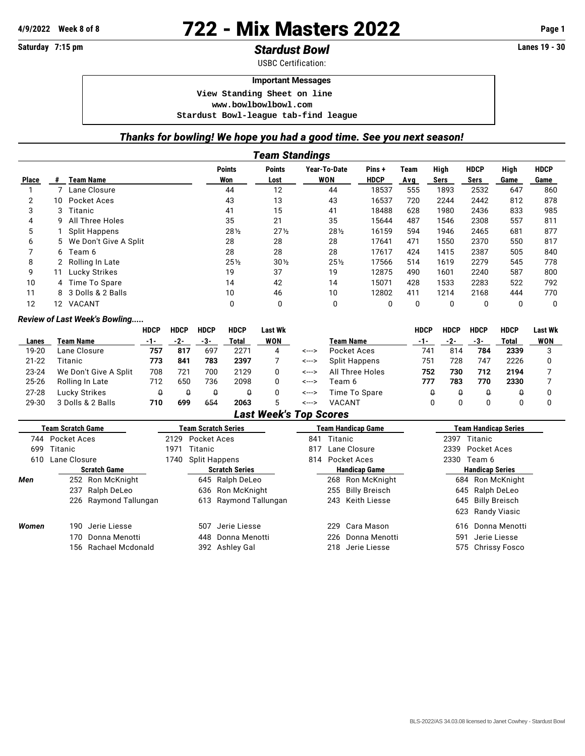**4/9/2022 Week 8 of 8**

# 722 - Mix Masters 2022

**Saturday 7:15 pm**

## *Stardust Bowl*

**Lanes 19 - 30**

USBC Certification:

**Important Messages**

View Standing Sheet on line
www.bowlbowlbowl.com
Stardust Bowl-league tab-find league

### *Thanks for bowling! We hope you had a good time. See you next season!*

## *Team Standings*

| Place | # | Team Name | Points Won | Points Lost | Year-To-Date WON | Pins + HDCP | Team Avg | High Sers | HDCP Sers | High Game | HDCP Game |
|---|---|---|---|---|---|---|---|---|---|---|---|
| 1 | 7 | Lane Closure | 44 | 12 | 44 | 18537 | 555 | 1893 | 2532 | 647 | 860 |
| 2 | 10 | Pocket Aces | 43 | 13 | 43 | 16537 | 720 | 2244 | 2442 | 812 | 878 |
| 3 | 3 | Titanic | 41 | 15 | 41 | 18488 | 628 | 1980 | 2436 | 833 | 985 |
| 4 | 9 | All Three Holes | 35 | 21 | 35 | 15644 | 487 | 1546 | 2308 | 557 | 811 |
| 5 | 1 | Split Happens | 28½ | 27½ | 28½ | 16159 | 594 | 1946 | 2465 | 681 | 877 |
| 6 | 5 | We Don't Give A Split | 28 | 28 | 28 | 17641 | 471 | 1550 | 2370 | 550 | 817 |
| 7 | 6 | Team 6 | 28 | 28 | 28 | 17617 | 424 | 1415 | 2387 | 505 | 840 |
| 8 | 2 | Rolling In Late | 25½ | 30½ | 25½ | 17566 | 514 | 1619 | 2279 | 545 | 778 |
| 9 | 11 | Lucky Strikes | 19 | 37 | 19 | 12875 | 490 | 1601 | 2240 | 587 | 800 |
| 10 | 4 | Time To Spare | 14 | 42 | 14 | 15071 | 428 | 1533 | 2283 | 522 | 792 |
| 11 | 8 | 3 Dolls & 2 Balls | 10 | 46 | 10 | 12802 | 411 | 1214 | 2168 | 444 | 770 |
| 12 | 12 | VACANT | 0 | 0 | 0 | 0 | 0 | 0 | 0 | 0 | 0 |

### *Review of Last Week's Bowling.....*

| Lanes | Team Name | HDCP -1- | HDCP -2- | HDCP -3- | HDCP Total | Last Wk WON | | Team Name | HDCP -1- | HDCP -2- | HDCP -3- | HDCP Total | Last Wk WON |
|---|---|---|---|---|---|---|---|---|---|---|---|---|---|
| 19-20 | Lane Closure | **757** | **817** | 697 | 2271 | 4 | <---> | Pocket Aces | 741 | 814 | **784** | **2339** | 3 |
| 21-22 | Titanic | **773** | **841** | **783** | **2397** | 7 | <---> | Split Happens | 751 | 728 | 747 | 2226 | 0 |
| 23-24 | We Don't Give A Split | 708 | 721 | 700 | 2129 | 0 | <---> | All Three Holes | **752** | **730** | **712** | **2194** | 7 |
| 25-26 | Rolling In Late | 712 | 650 | 736 | 2098 | 0 | <---> | Team 6 | **777** | **783** | **770** | **2330** | 7 |
| 27-28 | Lucky Strikes | 0 | 0 | 0 | 0 | 0 | <---> | Time To Spare | 0 | 0 | 0 | 0 | 0 |
| 29-30 | 3 Dolls & 2 Balls | **710** | **699** | 654 | **2063** | 5 | <---> | VACANT | 0 | 0 | 0 | 0 | 0 |

## *Last Week's Top Scores*

| | Team Scratch Game | Team Scratch Series | Team Handicap Game | Team Handicap Series |
|---|---|---|---|---|
| | 744 Pocket Aces | 2129 Pocket Aces | 841 Titanic | 2397 Titanic |
| | 699 Titanic | 1971 Titanic | 817 Lane Closure | 2339 Pocket Aces |
| | 610 Lane Closure | 1740 Split Happens | 814 Pocket Aces | 2330 Team 6 |
| | **Scratch Game** | **Scratch Series** | **Handicap Game** | **Handicap Series** |
| ***Men*** | 252 Ron McKnight | 645 Ralph DeLeo | 268 Ron McKnight | 684 Ron McKnight |
| | 237 Ralph DeLeo | 636 Ron McKnight | 255 Billy Breisch | 645 Ralph DeLeo |
| | 226 Raymond Tallungan | 613 Raymond Tallungan | 243 Keith Liesse | 645 Billy Breisch |
| | | | | 623 Randy Viasic |
| ***Women*** | 190 Jerie Liesse | 507 Jerie Liesse | 229 Cara Mason | 616 Donna Menotti |
| | 170 Donna Menotti | 448 Donna Menotti | 226 Donna Menotti | 591 Jerie Liesse |
| | 156 Rachael Mcdonald | 392 Ashley Gal | 218 Jerie Liesse | 575 Chrissy Fosco |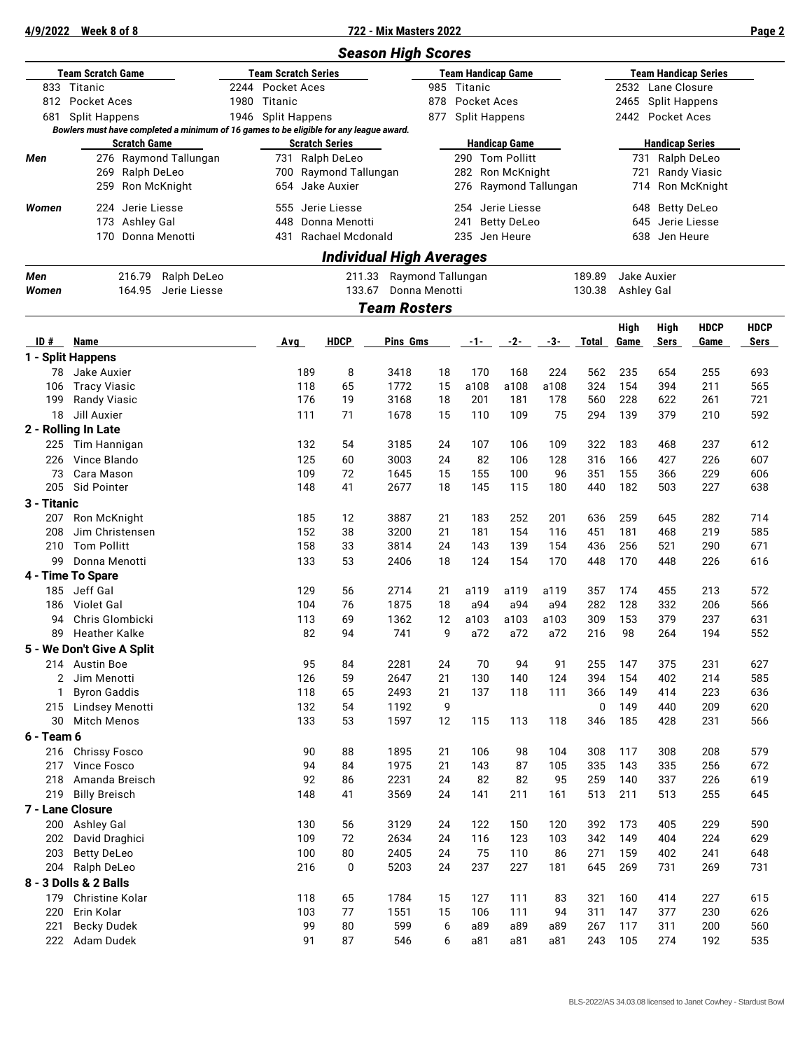4/9/2022 Week 8 of 8 — 722 - Mix Masters 2022

## Season High Scores

| Team Scratch Game | Team Scratch Series | Team Handicap Game | Team Handicap Series |
|---|---|---|---|
| 833 Titanic | 2244 Pocket Aces | 985 Titanic | 2532 Lane Closure |
| 812 Pocket Aces | 1980 Titanic | 878 Pocket Aces | 2465 Split Happens |
| 681 Split Happens | 1946 Split Happens | 877 Split Happens | 2442 Pocket Aces |

*Bowlers must have completed a minimum of 16 games to be eligible for any league award.*

| | Scratch Game | Scratch Series | Handicap Game | Handicap Series |
|---|---|---|---|---|
| ***Men*** | 276 Raymond Tallungan | 731 Ralph DeLeo | 290 Tom Pollitt | 731 Ralph DeLeo |
| | 269 Ralph DeLeo | 700 Raymond Tallungan | 282 Ron McKnight | 721 Randy Viasic |
| | 259 Ron McKnight | 654 Jake Auxier | 276 Raymond Tallungan | 714 Ron McKnight |
| ***Women*** | 224 Jerie Liesse | 555 Jerie Liesse | 254 Jerie Liesse | 648 Betty DeLeo |
| | 173 Ashley Gal | 448 Donna Menotti | 241 Betty DeLeo | 645 Jerie Liesse |
| | 170 Donna Menotti | 431 Rachael Mcdonald | 235 Jen Heure | 638 Jen Heure |

## Individual High Averages

| | | | |
|---|---|---|---|
| ***Men*** | 216.79 Ralph DeLeo | 211.33 Raymond Tallungan | 189.89 Jake Auxier |
| ***Women*** | 164.95 Jerie Liesse | 133.67 Donna Menotti | 130.38 Ashley Gal |

## Team Rosters

| ID # | Name | Avg | HDCP | Pins | Gms | -1- | -2- | -3- | Total | High Game | High Sers | HDCP Game | HDCP Sers |
|---|---|---|---|---|---|---|---|---|---|---|---|---|---|
| **1 - Split Happens** | | | | | | | | | | | | | |
| 78 | Jake Auxier | 189 | 8 | 3418 | 18 | 170 | 168 | 224 | 562 | 235 | 654 | 255 | 693 |
| 106 | Tracy Viasic | 118 | 65 | 1772 | 15 | a108 | a108 | a108 | 324 | 154 | 394 | 211 | 565 |
| 199 | Randy Viasic | 176 | 19 | 3168 | 18 | 201 | 181 | 178 | 560 | 228 | 622 | 261 | 721 |
| 18 | Jill Auxier | 111 | 71 | 1678 | 15 | 110 | 109 | 75 | 294 | 139 | 379 | 210 | 592 |
| **2 - Rolling In Late** | | | | | | | | | | | | | |
| 225 | Tim Hannigan | 132 | 54 | 3185 | 24 | 107 | 106 | 109 | 322 | 183 | 468 | 237 | 612 |
| 226 | Vince Blando | 125 | 60 | 3003 | 24 | 82 | 106 | 128 | 316 | 166 | 427 | 226 | 607 |
| 73 | Cara Mason | 109 | 72 | 1645 | 15 | 155 | 100 | 96 | 351 | 155 | 366 | 229 | 606 |
| 205 | Sid Pointer | 148 | 41 | 2677 | 18 | 145 | 115 | 180 | 440 | 182 | 503 | 227 | 638 |
| **3 - Titanic** | | | | | | | | | | | | | |
| 207 | Ron McKnight | 185 | 12 | 3887 | 21 | 183 | 252 | 201 | 636 | 259 | 645 | 282 | 714 |
| 208 | Jim Christensen | 152 | 38 | 3200 | 21 | 181 | 154 | 116 | 451 | 181 | 468 | 219 | 585 |
| 210 | Tom Pollitt | 158 | 33 | 3814 | 24 | 143 | 139 | 154 | 436 | 256 | 521 | 290 | 671 |
| 99 | Donna Menotti | 133 | 53 | 2406 | 18 | 124 | 154 | 170 | 448 | 170 | 448 | 226 | 616 |
| **4 - Time To Spare** | | | | | | | | | | | | | |
| 185 | Jeff Gal | 129 | 56 | 2714 | 21 | a119 | a119 | a119 | 357 | 174 | 455 | 213 | 572 |
| 186 | Violet Gal | 104 | 76 | 1875 | 18 | a94 | a94 | a94 | 282 | 128 | 332 | 206 | 566 |
| 94 | Chris Glombicki | 113 | 69 | 1362 | 12 | a103 | a103 | a103 | 309 | 153 | 379 | 237 | 631 |
| 89 | Heather Kalke | 82 | 94 | 741 | 9 | a72 | a72 | a72 | 216 | 98 | 264 | 194 | 552 |
| **5 - We Don't Give A Split** | | | | | | | | | | | | | |
| 214 | Austin Boe | 95 | 84 | 2281 | 24 | 70 | 94 | 91 | 255 | 147 | 375 | 231 | 627 |
| 2 | Jim Menotti | 126 | 59 | 2647 | 21 | 130 | 140 | 124 | 394 | 154 | 402 | 214 | 585 |
| 1 | Byron Gaddis | 118 | 65 | 2493 | 21 | 137 | 118 | 111 | 366 | 149 | 414 | 223 | 636 |
| 215 | Lindsey Menotti | 132 | 54 | 1192 | 9 | | | | 0 | 149 | 440 | 209 | 620 |
| 30 | Mitch Menos | 133 | 53 | 1597 | 12 | 115 | 113 | 118 | 346 | 185 | 428 | 231 | 566 |
| **6 - Team 6** | | | | | | | | | | | | | |
| 216 | Chrissy Fosco | 90 | 88 | 1895 | 21 | 106 | 98 | 104 | 308 | 117 | 308 | 208 | 579 |
| 217 | Vince Fosco | 94 | 84 | 1975 | 21 | 143 | 87 | 105 | 335 | 143 | 335 | 256 | 672 |
| 218 | Amanda Breisch | 92 | 86 | 2231 | 24 | 82 | 82 | 95 | 259 | 140 | 337 | 226 | 619 |
| 219 | Billy Breisch | 148 | 41 | 3569 | 24 | 141 | 211 | 161 | 513 | 211 | 513 | 255 | 645 |
| **7 - Lane Closure** | | | | | | | | | | | | | |
| 200 | Ashley Gal | 130 | 56 | 3129 | 24 | 122 | 150 | 120 | 392 | 173 | 405 | 229 | 590 |
| 202 | David Draghici | 109 | 72 | 2634 | 24 | 116 | 123 | 103 | 342 | 149 | 404 | 224 | 629 |
| 203 | Betty DeLeo | 100 | 80 | 2405 | 24 | 75 | 110 | 86 | 271 | 159 | 402 | 241 | 648 |
| 204 | Ralph DeLeo | 216 | 0 | 5203 | 24 | 237 | 227 | 181 | 645 | 269 | 731 | 269 | 731 |
| **8 - 3 Dolls & 2 Balls** | | | | | | | | | | | | | |
| 179 | Christine Kolar | 118 | 65 | 1784 | 15 | 127 | 111 | 83 | 321 | 160 | 414 | 227 | 615 |
| 220 | Erin Kolar | 103 | 77 | 1551 | 15 | 106 | 111 | 94 | 311 | 147 | 377 | 230 | 626 |
| 221 | Becky Dudek | 99 | 80 | 599 | 6 | a89 | a89 | a89 | 267 | 117 | 311 | 200 | 560 |
| 222 | Adam Dudek | 91 | 87 | 546 | 6 | a81 | a81 | a81 | 243 | 105 | 274 | 192 | 535 |

BLS-2022/AS 34.03.08 licensed to Janet Cowhey - Stardust Bowl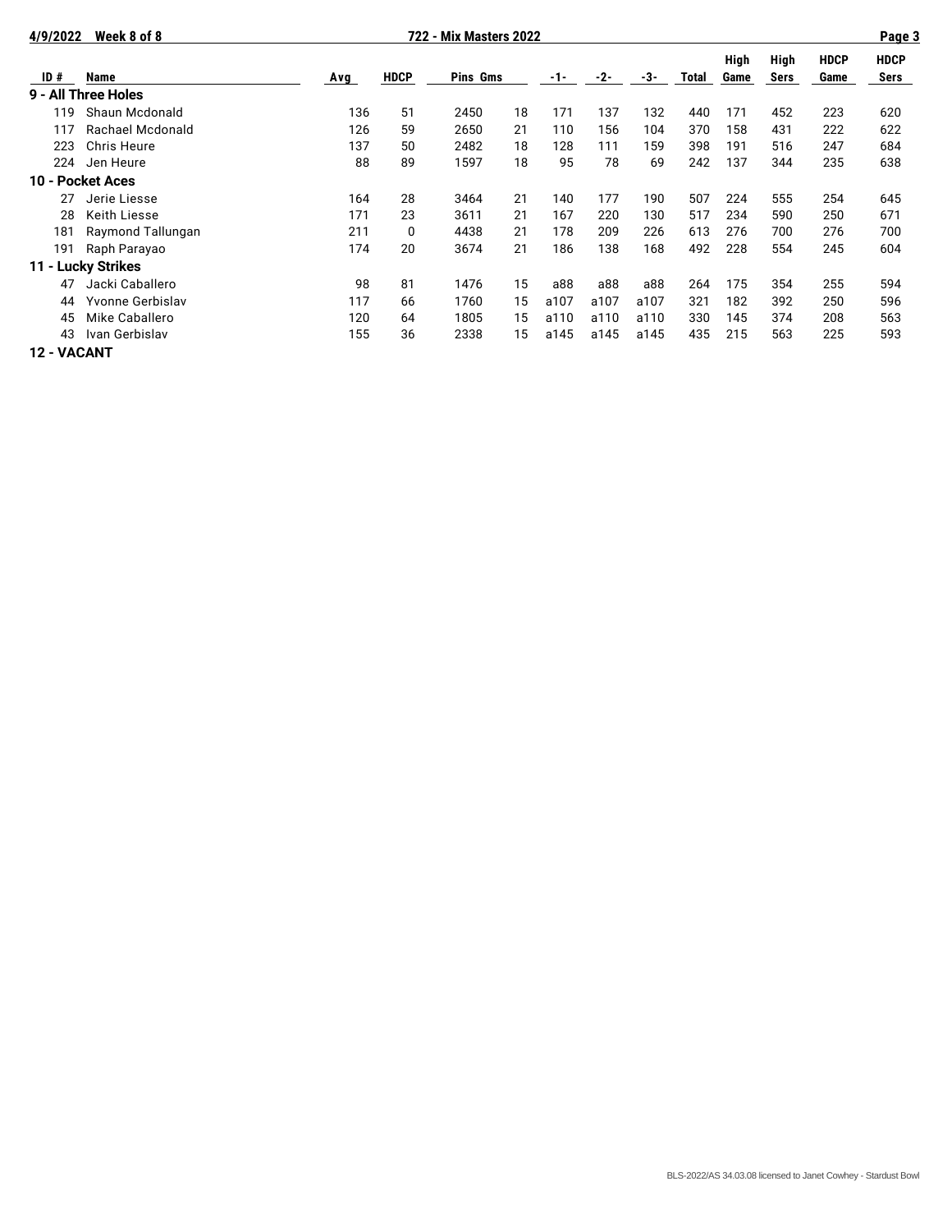| ID # | Name | Avg | HDCP | Pins | Gms | -1- | -2- | -3- | Total | High Game | High Sers | HDCP Game | HDCP Sers |
|---|---|---|---|---|---|---|---|---|---|---|---|---|---|
| **9 - All Three Holes** | | | | | | | | | | | | | |
| 119 | Shaun Mcdonald | 136 | 51 | 2450 | 18 | 171 | 137 | 132 | 440 | 171 | 452 | 223 | 620 |
| 117 | Rachael Mcdonald | 126 | 59 | 2650 | 21 | 110 | 156 | 104 | 370 | 158 | 431 | 222 | 622 |
| 223 | Chris Heure | 137 | 50 | 2482 | 18 | 128 | 111 | 159 | 398 | 191 | 516 | 247 | 684 |
| 224 | Jen Heure | 88 | 89 | 1597 | 18 | 95 | 78 | 69 | 242 | 137 | 344 | 235 | 638 |
| **10 - Pocket Aces** | | | | | | | | | | | | | |
| 27 | Jerie Liesse | 164 | 28 | 3464 | 21 | 140 | 177 | 190 | 507 | 224 | 555 | 254 | 645 |
| 28 | Keith Liesse | 171 | 23 | 3611 | 21 | 167 | 220 | 130 | 517 | 234 | 590 | 250 | 671 |
| 181 | Raymond Tallungan | 211 | 0 | 4438 | 21 | 178 | 209 | 226 | 613 | 276 | 700 | 276 | 700 |
| 191 | Raph Parayao | 174 | 20 | 3674 | 21 | 186 | 138 | 168 | 492 | 228 | 554 | 245 | 604 |
| **11 - Lucky Strikes** | | | | | | | | | | | | | |
| 47 | Jacki Caballero | 98 | 81 | 1476 | 15 | a88 | a88 | a88 | 264 | 175 | 354 | 255 | 594 |
| 44 | Yvonne Gerbislav | 117 | 66 | 1760 | 15 | a107 | a107 | a107 | 321 | 182 | 392 | 250 | 596 |
| 45 | Mike Caballero | 120 | 64 | 1805 | 15 | a110 | a110 | a110 | 330 | 145 | 374 | 208 | 563 |
| 43 | Ivan Gerbislav | 155 | 36 | 2338 | 15 | a145 | a145 | a145 | 435 | 215 | 563 | 225 | 593 |
| **12 - VACANT** | | | | | | | | | | | | | |